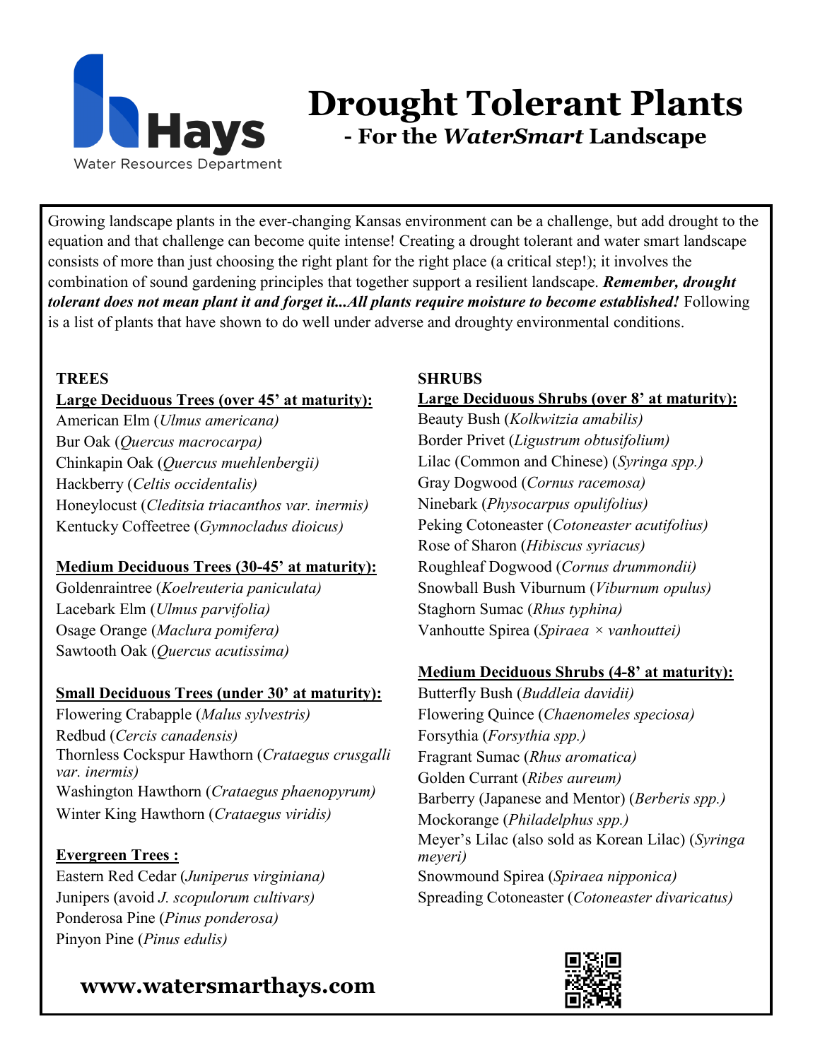Hays

Water Resources Department

# Drought Tolerant Plants

## - For the *WaterSmart* Landscape

Growing landscape plants in the ever-changing Kansas environment can be a challenge, but add drought to the equation and that challenge can become quite intense! Creating a drought tolerant and water smart landscape consists of more than just choosing the right plant for the right place (a critical step!); it involves the combination of sound gardening principles that together support a resilient landscape. ***Remember, drought tolerant does not mean plant it and forget it...All plants require moisture to become established!*** Following is a list of plants that have shown to do well under adverse and droughty environmental conditions.

### TREES

**Large Deciduous Trees (over 45' at maturity):**

American Elm (*Ulmus americana)*
Bur Oak (*Quercus macrocarpa)*
Chinkapin Oak (*Quercus muehlenbergii)*
Hackberry (*Celtis occidentalis)*
Honeylocust (*Cleditsia triacanthos var. inermis)*
Kentucky Coffeetree (*Gymnocladus dioicus)*

**Medium Deciduous Trees (30-45' at maturity):**

Goldenraintree (*Koelreuteria paniculata)*
Lacebark Elm (*Ulmus parvifolia)*
Osage Orange (*Maclura pomifera)*
Sawtooth Oak (*Quercus acutissima)*

**Small Deciduous Trees (under 30' at maturity):**

Flowering Crabapple (*Malus sylvestris)*
Redbud (*Cercis canadensis)*
Thornless Cockspur Hawthorn (*Crataegus crusgalli var. inermis)*
Washington Hawthorn (*Crataegus phaenopyrum)*
Winter King Hawthorn (*Crataegus viridis)*

**Evergreen Trees :**

Eastern Red Cedar (*Juniperus virginiana)*
Junipers (avoid *J. scopulorum cultivars)*
Ponderosa Pine (*Pinus ponderosa)*
Pinyon Pine (*Pinus edulis)*

### SHRUBS

**Large Deciduous Shrubs (over 8' at maturity):**

Beauty Bush (*Kolkwitzia amabilis)*
Border Privet (*Ligustrum obtusifolium)*
Lilac (Common and Chinese) (*Syringa spp.)*
Gray Dogwood (*Cornus racemosa)*
Ninebark (*Physocarpus opulifolius)*
Peking Cotoneaster (*Cotoneaster acutifolius)*
Rose of Sharon (*Hibiscus syriacus)*
Roughleaf Dogwood (*Cornus drummondii)*
Snowball Bush Viburnum (*Viburnum opulus)*
Staghorn Sumac (*Rhus typhina)*
Vanhoutte Spirea (*Spiraea × vanhouttei)*

**Medium Deciduous Shrubs (4-8' at maturity):**

Butterfly Bush (*Buddleia davidii)*
Flowering Quince (*Chaenomeles speciosa)*
Forsythia (*Forsythia spp.)*
Fragrant Sumac (*Rhus aromatica)*
Golden Currant (*Ribes aureum)*
Barberry (Japanese and Mentor) (*Berberis spp.)*
Mockorange (*Philadelphus spp.)*
Meyer's Lilac (also sold as Korean Lilac) (*Syringa meyeri)*
Snowmound Spirea (*Spiraea nipponica)*
Spreading Cotoneaster (*Cotoneaster divaricatus)*

**www.watersmarthays.com**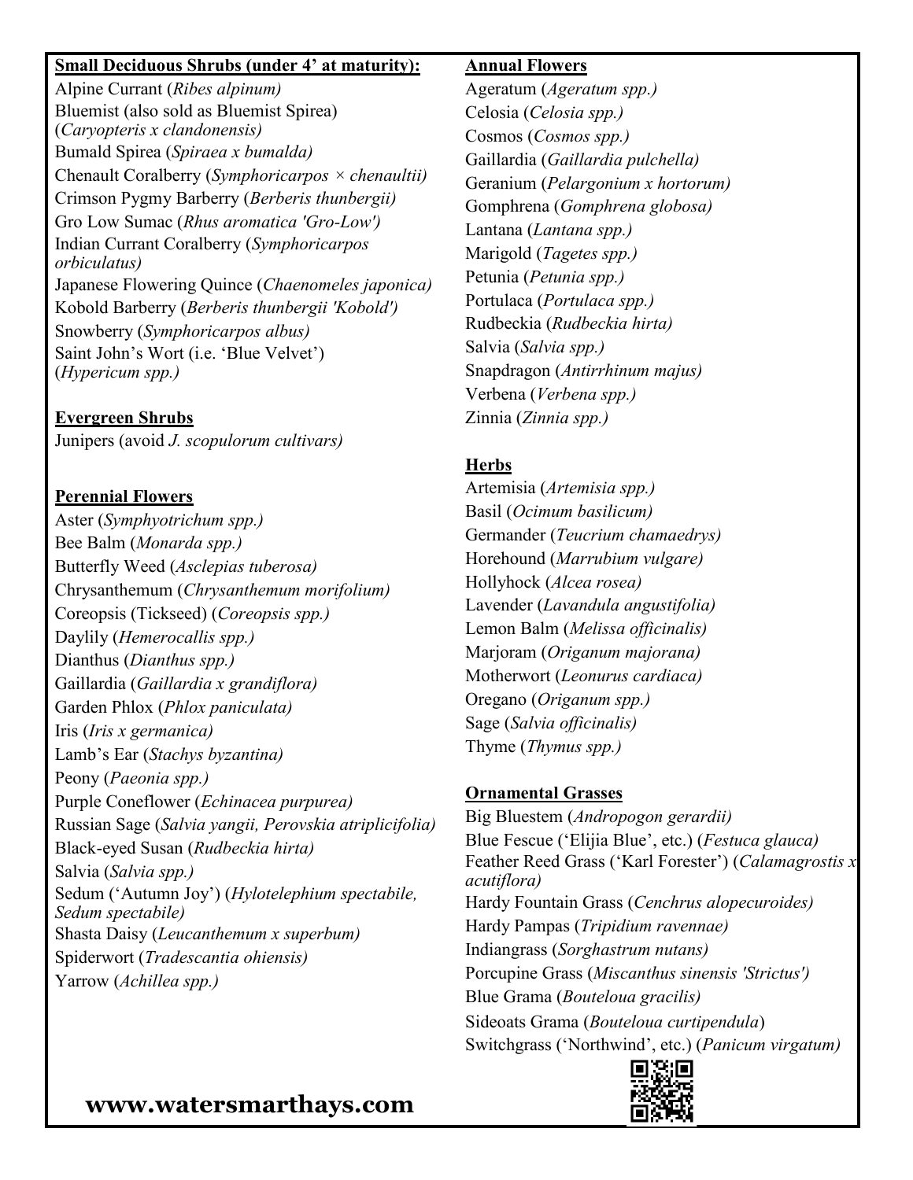**Small Deciduous Shrubs (under 4' at maturity):**

Alpine Currant (*Ribes alpinum)*
Bluemist (also sold as Bluemist Spirea) (*Caryopteris x clandonensis)*
Bumald Spirea (*Spiraea x bumalda)*
Chenault Coralberry (*Symphoricarpos × chenaultii)*
Crimson Pygmy Barberry (*Berberis thunbergii)*
Gro Low Sumac (*Rhus aromatica 'Gro-Low')*
Indian Currant Coralberry (*Symphoricarpos orbiculatus)*
Japanese Flowering Quince (*Chaenomeles japonica)*
Kobold Barberry (*Berberis thunbergii 'Kobold')*
Snowberry (*Symphoricarpos albus)*
Saint John's Wort (i.e. 'Blue Velvet') (*Hypericum spp.)*

**Evergreen Shrubs**

Junipers (avoid *J. scopulorum cultivars)*

**Perennial Flowers**

Aster (*Symphyotrichum spp.)*
Bee Balm (*Monarda spp.)*
Butterfly Weed (*Asclepias tuberosa)*
Chrysanthemum (*Chrysanthemum morifolium)*
Coreopsis (Tickseed) (*Coreopsis spp.)*
Daylily (*Hemerocallis spp.)*
Dianthus (*Dianthus spp.)*
Gaillardia (*Gaillardia x grandiflora)*
Garden Phlox (*Phlox paniculata)*
Iris (*Iris x germanica)*
Lamb's Ear (*Stachys byzantina)*
Peony (*Paeonia spp.)*
Purple Coneflower (*Echinacea purpurea)*
Russian Sage (*Salvia yangii, Perovskia atriplicifolia)*
Black-eyed Susan (*Rudbeckia hirta)*
Salvia (*Salvia spp.)*
Sedum ('Autumn Joy') (*Hylotelephium spectabile, Sedum spectabile)*
Shasta Daisy (*Leucanthemum x superbum)*
Spiderwort (*Tradescantia ohiensis)*
Yarrow (*Achillea spp.)*

**Annual Flowers**

Ageratum (*Ageratum spp.)*
Celosia (*Celosia spp.)*
Cosmos (*Cosmos spp.)*
Gaillardia (*Gaillardia pulchella)*
Geranium (*Pelargonium x hortorum)*
Gomphrena (*Gomphrena globosa)*
Lantana (*Lantana spp.)*
Marigold (*Tagetes spp.)*
Petunia (*Petunia spp.)*
Portulaca (*Portulaca spp.)*
Rudbeckia (*Rudbeckia hirta)*
Salvia (*Salvia spp.)*
Snapdragon (*Antirrhinum majus)*
Verbena (*Verbena spp.)*
Zinnia (*Zinnia spp.)*

**Herbs**

Artemisia (*Artemisia spp.)*
Basil (*Ocimum basilicum)*
Germander (*Teucrium chamaedrys)*
Horehound (*Marrubium vulgare)*
Hollyhock (*Alcea rosea)*
Lavender (*Lavandula angustifolia)*
Lemon Balm (*Melissa officinalis)*
Marjoram (*Origanum majorana)*
Motherwort (*Leonurus cardiaca)*
Oregano (*Origanum spp.)*
Sage (*Salvia officinalis)*
Thyme (*Thymus spp.)*

**Ornamental Grasses**

Big Bluestem (*Andropogon gerardii)*
Blue Fescue ('Elijia Blue', etc.) (*Festuca glauca)*
Feather Reed Grass ('Karl Forester') (*Calamagrostis x acutiflora)*
Hardy Fountain Grass (*Cenchrus alopecuroides)*
Hardy Pampas (*Tripidium ravennae)*
Indiangrass (*Sorghastrum nutans)*
Porcupine Grass (*Miscanthus sinensis 'Strictus')*
Blue Grama (*Bouteloua gracilis)*
Sideoats Grama (*Bouteloua curtipendula*)
Switchgrass ('Northwind', etc.) (*Panicum virgatum)*

**www.watersmarthays.com**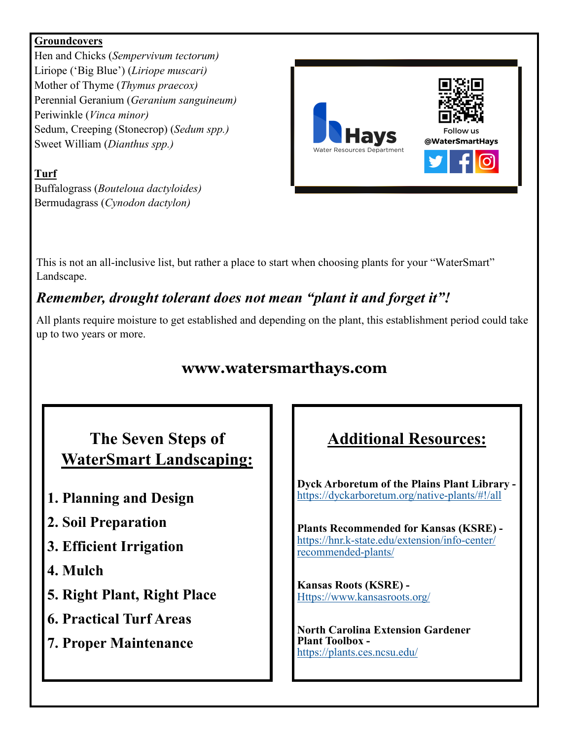**Groundcovers**

Hen and Chicks (*Sempervivum tectorum)*
Liriope ('Big Blue') (*Liriope muscari)*
Mother of Thyme (*Thymus praecox)*
Perennial Geranium (*Geranium sanguineum)*
Periwinkle (*Vinca minor)*
Sedum, Creeping (Stonecrop) (*Sedum spp.)*
Sweet William (*Dianthus spp.)*

**Turf**

Buffalograss (*Bouteloua dactyloides)*
Bermudagrass (*Cynodon dactylon)*

Hays
Water Resources Department

Follow us
@WaterSmartHays

This is not an all-inclusive list, but rather a place to start when choosing plants for your "WaterSmart" Landscape.

***Remember, drought tolerant does not mean "plant it and forget it"!***

All plants require moisture to get established and depending on the plant, this establishment period could take up to two years or more.

**www.watersmarthays.com**

## The Seven Steps of WaterSmart Landscaping:

1. **Planning and Design**
2. **Soil Preparation**
3. **Efficient Irrigation**
4. **Mulch**
5. **Right Plant, Right Place**
6. **Practical Turf Areas**
7. **Proper Maintenance**

## Additional Resources:

**Dyck Arboretum of the Plains Plant Library -**
https://dyckarboretum.org/native-plants/#!/all

**Plants Recommended for Kansas (KSRE) -**
https://hnr.k-state.edu/extension/info-center/recommended-plants/

**Kansas Roots (KSRE) -**
Https://www.kansasroots.org/

**North Carolina Extension Gardener Plant Toolbox -**
https://plants.ces.ncsu.edu/